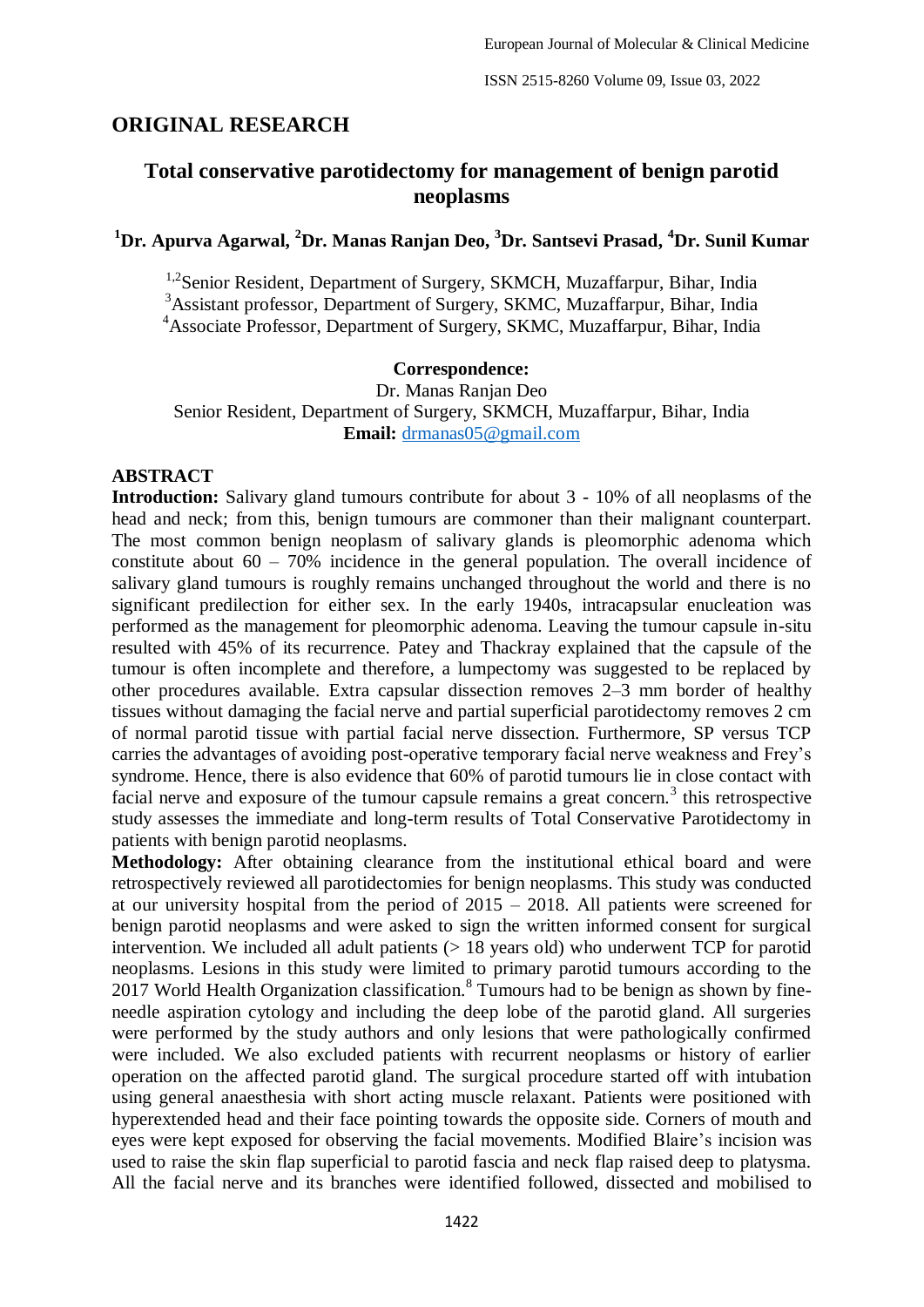## ORIGINAL RESEARCH

# Total conservative parotidectomy for management of benign parotid neoplasms

**[1]Dr. Apurva Agarwal, [2]Dr. Manas Ranjan Deo, [3]Dr. Santsevi Prasad, [4]Dr. Sunil Kumar**

[1,2]Senior Resident, Department of Surgery, SKMCH, Muzaffarpur, Bihar, India
[3]Assistant professor, Department of Surgery, SKMC, Muzaffarpur, Bihar, India
[4]Associate Professor, Department of Surgery, SKMC, Muzaffarpur, Bihar, India

**Correspondence:**
Dr. Manas Ranjan Deo
Senior Resident, Department of Surgery, SKMCH, Muzaffarpur, Bihar, India
**Email:** drmanas05@gmail.com

## ABSTRACT

**Introduction:** Salivary gland tumours contribute for about 3 - 10% of all neoplasms of the head and neck; from this, benign tumours are commoner than their malignant counterpart. The most common benign neoplasm of salivary glands is pleomorphic adenoma which constitute about 60 – 70% incidence in the general population. The overall incidence of salivary gland tumours is roughly remains unchanged throughout the world and there is no significant predilection for either sex. In the early 1940s, intracapsular enucleation was performed as the management for pleomorphic adenoma. Leaving the tumour capsule in-situ resulted with 45% of its recurrence. Patey and Thackray explained that the capsule of the tumour is often incomplete and therefore, a lumpectomy was suggested to be replaced by other procedures available. Extra capsular dissection removes 2–3 mm border of healthy tissues without damaging the facial nerve and partial superficial parotidectomy removes 2 cm of normal parotid tissue with partial facial nerve dissection. Furthermore, SP versus TCP carries the advantages of avoiding post-operative temporary facial nerve weakness and Frey's syndrome. Hence, there is also evidence that 60% of parotid tumours lie in close contact with facial nerve and exposure of the tumour capsule remains a great concern.[3] this retrospective study assesses the immediate and long-term results of Total Conservative Parotidectomy in patients with benign parotid neoplasms.

**Methodology:** After obtaining clearance from the institutional ethical board and were retrospectively reviewed all parotidectomies for benign neoplasms. This study was conducted at our university hospital from the period of 2015 – 2018. All patients were screened for benign parotid neoplasms and were asked to sign the written informed consent for surgical intervention. We included all adult patients (> 18 years old) who underwent TCP for parotid neoplasms. Lesions in this study were limited to primary parotid tumours according to the 2017 World Health Organization classification.[8] Tumours had to be benign as shown by fine-needle aspiration cytology and including the deep lobe of the parotid gland. All surgeries were performed by the study authors and only lesions that were pathologically confirmed were included. We also excluded patients with recurrent neoplasms or history of earlier operation on the affected parotid gland. The surgical procedure started off with intubation using general anaesthesia with short acting muscle relaxant. Patients were positioned with hyperextended head and their face pointing towards the opposite side. Corners of mouth and eyes were kept exposed for observing the facial movements. Modified Blaire's incision was used to raise the skin flap superficial to parotid fascia and neck flap raised deep to platysma. All the facial nerve and its branches were identified followed, dissected and mobilised to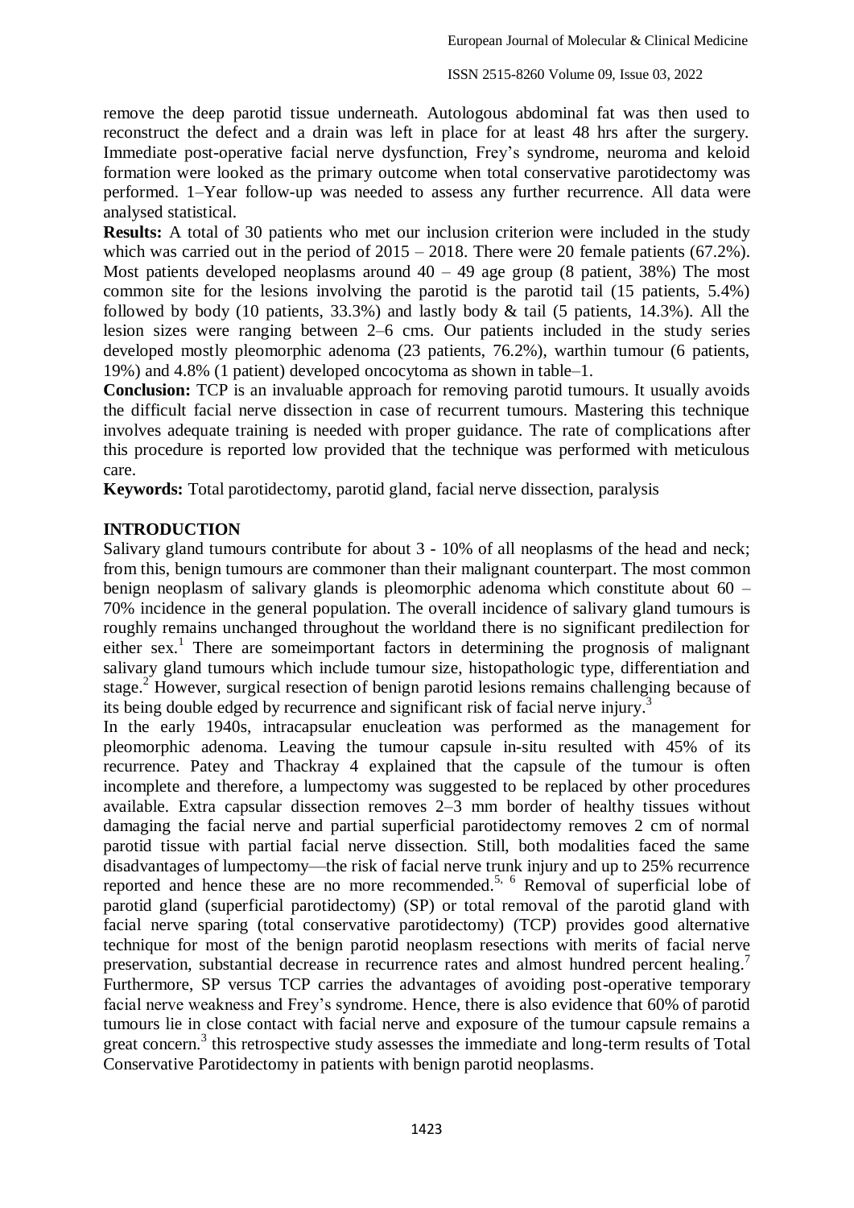remove the deep parotid tissue underneath. Autologous abdominal fat was then used to reconstruct the defect and a drain was left in place for at least 48 hrs after the surgery. Immediate post-operative facial nerve dysfunction, Frey's syndrome, neuroma and keloid formation were looked as the primary outcome when total conservative parotidectomy was performed. 1–Year follow-up was needed to assess any further recurrence. All data were analysed statistical.

**Results:** A total of 30 patients who met our inclusion criterion were included in the study which was carried out in the period of 2015 – 2018. There were 20 female patients (67.2%). Most patients developed neoplasms around 40 – 49 age group (8 patient, 38%) The most common site for the lesions involving the parotid is the parotid tail (15 patients, 5.4%) followed by body (10 patients, 33.3%) and lastly body & tail (5 patients, 14.3%). All the lesion sizes were ranging between 2–6 cms. Our patients included in the study series developed mostly pleomorphic adenoma (23 patients, 76.2%), warthin tumour (6 patients, 19%) and 4.8% (1 patient) developed oncocytoma as shown in table–1.

**Conclusion:** TCP is an invaluable approach for removing parotid tumours. It usually avoids the difficult facial nerve dissection in case of recurrent tumours. Mastering this technique involves adequate training is needed with proper guidance. The rate of complications after this procedure is reported low provided that the technique was performed with meticulous care.

**Keywords:** Total parotidectomy, parotid gland, facial nerve dissection, paralysis

## INTRODUCTION

Salivary gland tumours contribute for about 3 - 10% of all neoplasms of the head and neck; from this, benign tumours are commoner than their malignant counterpart. The most common benign neoplasm of salivary glands is pleomorphic adenoma which constitute about 60 – 70% incidence in the general population. The overall incidence of salivary gland tumours is roughly remains unchanged throughout the worldand there is no significant predilection for either sex.[1] There are someimportant factors in determining the prognosis of malignant salivary gland tumours which include tumour size, histopathologic type, differentiation and stage.[2] However, surgical resection of benign parotid lesions remains challenging because of its being double edged by recurrence and significant risk of facial nerve injury.[3]

In the early 1940s, intracapsular enucleation was performed as the management for pleomorphic adenoma. Leaving the tumour capsule in-situ resulted with 45% of its recurrence. Patey and Thackray 4 explained that the capsule of the tumour is often incomplete and therefore, a lumpectomy was suggested to be replaced by other procedures available. Extra capsular dissection removes 2–3 mm border of healthy tissues without damaging the facial nerve and partial superficial parotidectomy removes 2 cm of normal parotid tissue with partial facial nerve dissection. Still, both modalities faced the same disadvantages of lumpectomy—the risk of facial nerve trunk injury and up to 25% recurrence reported and hence these are no more recommended.[5, 6] Removal of superficial lobe of parotid gland (superficial parotidectomy) (SP) or total removal of the parotid gland with facial nerve sparing (total conservative parotidectomy) (TCP) provides good alternative technique for most of the benign parotid neoplasm resections with merits of facial nerve preservation, substantial decrease in recurrence rates and almost hundred percent healing.[7] Furthermore, SP versus TCP carries the advantages of avoiding post-operative temporary facial nerve weakness and Frey's syndrome. Hence, there is also evidence that 60% of parotid tumours lie in close contact with facial nerve and exposure of the tumour capsule remains a great concern.[3] this retrospective study assesses the immediate and long-term results of Total Conservative Parotidectomy in patients with benign parotid neoplasms.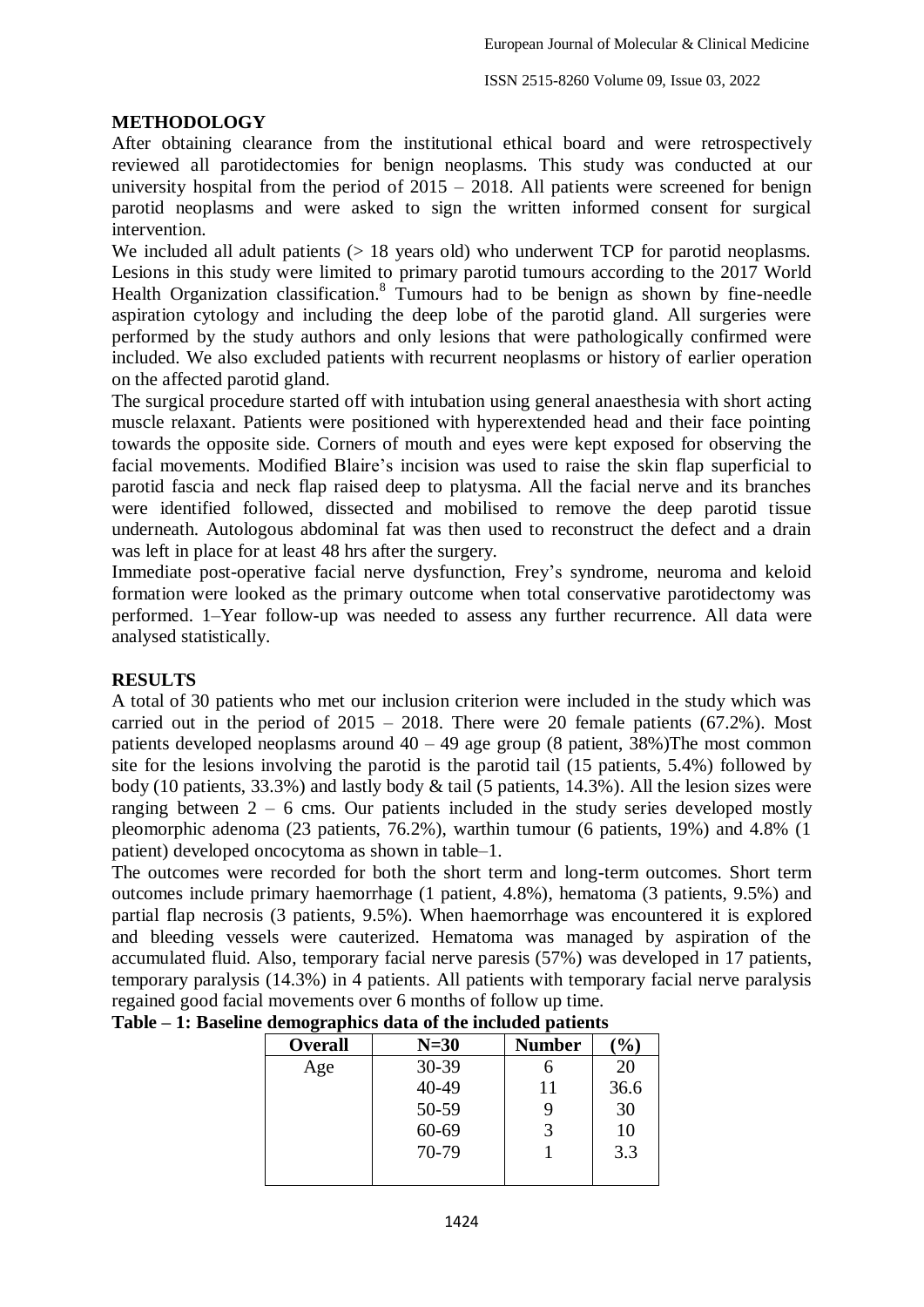## METHODOLOGY

After obtaining clearance from the institutional ethical board and were retrospectively reviewed all parotidectomies for benign neoplasms. This study was conducted at our university hospital from the period of 2015 – 2018. All patients were screened for benign parotid neoplasms and were asked to sign the written informed consent for surgical intervention.

We included all adult patients (> 18 years old) who underwent TCP for parotid neoplasms. Lesions in this study were limited to primary parotid tumours according to the 2017 World Health Organization classification.[8] Tumours had to be benign as shown by fine-needle aspiration cytology and including the deep lobe of the parotid gland. All surgeries were performed by the study authors and only lesions that were pathologically confirmed were included. We also excluded patients with recurrent neoplasms or history of earlier operation on the affected parotid gland.

The surgical procedure started off with intubation using general anaesthesia with short acting muscle relaxant. Patients were positioned with hyperextended head and their face pointing towards the opposite side. Corners of mouth and eyes were kept exposed for observing the facial movements. Modified Blaire's incision was used to raise the skin flap superficial to parotid fascia and neck flap raised deep to platysma. All the facial nerve and its branches were identified followed, dissected and mobilised to remove the deep parotid tissue underneath. Autologous abdominal fat was then used to reconstruct the defect and a drain was left in place for at least 48 hrs after the surgery.

Immediate post-operative facial nerve dysfunction, Frey's syndrome, neuroma and keloid formation were looked as the primary outcome when total conservative parotidectomy was performed. 1–Year follow-up was needed to assess any further recurrence. All data were analysed statistically.

## RESULTS

A total of 30 patients who met our inclusion criterion were included in the study which was carried out in the period of 2015 – 2018. There were 20 female patients (67.2%). Most patients developed neoplasms around 40 – 49 age group (8 patient, 38%)The most common site for the lesions involving the parotid is the parotid tail (15 patients, 5.4%) followed by body (10 patients, 33.3%) and lastly body & tail (5 patients, 14.3%). All the lesion sizes were ranging between 2 – 6 cms. Our patients included in the study series developed mostly pleomorphic adenoma (23 patients, 76.2%), warthin tumour (6 patients, 19%) and 4.8% (1 patient) developed oncocytoma as shown in table–1.

The outcomes were recorded for both the short term and long-term outcomes. Short term outcomes include primary haemorrhage (1 patient, 4.8%), hematoma (3 patients, 9.5%) and partial flap necrosis (3 patients, 9.5%). When haemorrhage was encountered it is explored and bleeding vessels were cauterized. Hematoma was managed by aspiration of the accumulated fluid. Also, temporary facial nerve paresis (57%) was developed in 17 patients, temporary paralysis (14.3%) in 4 patients. All patients with temporary facial nerve paralysis regained good facial movements over 6 months of follow up time.

**Table – 1: Baseline demographics data of the included patients**

| Overall | N=30 | Number | (%) |
|---|---|---|---|
| Age | 30-39 | 6 | 20 |
| | 40-49 | 11 | 36.6 |
| | 50-59 | 9 | 30 |
| | 60-69 | 3 | 10 |
| | 70-79 | 1 | 3.3 |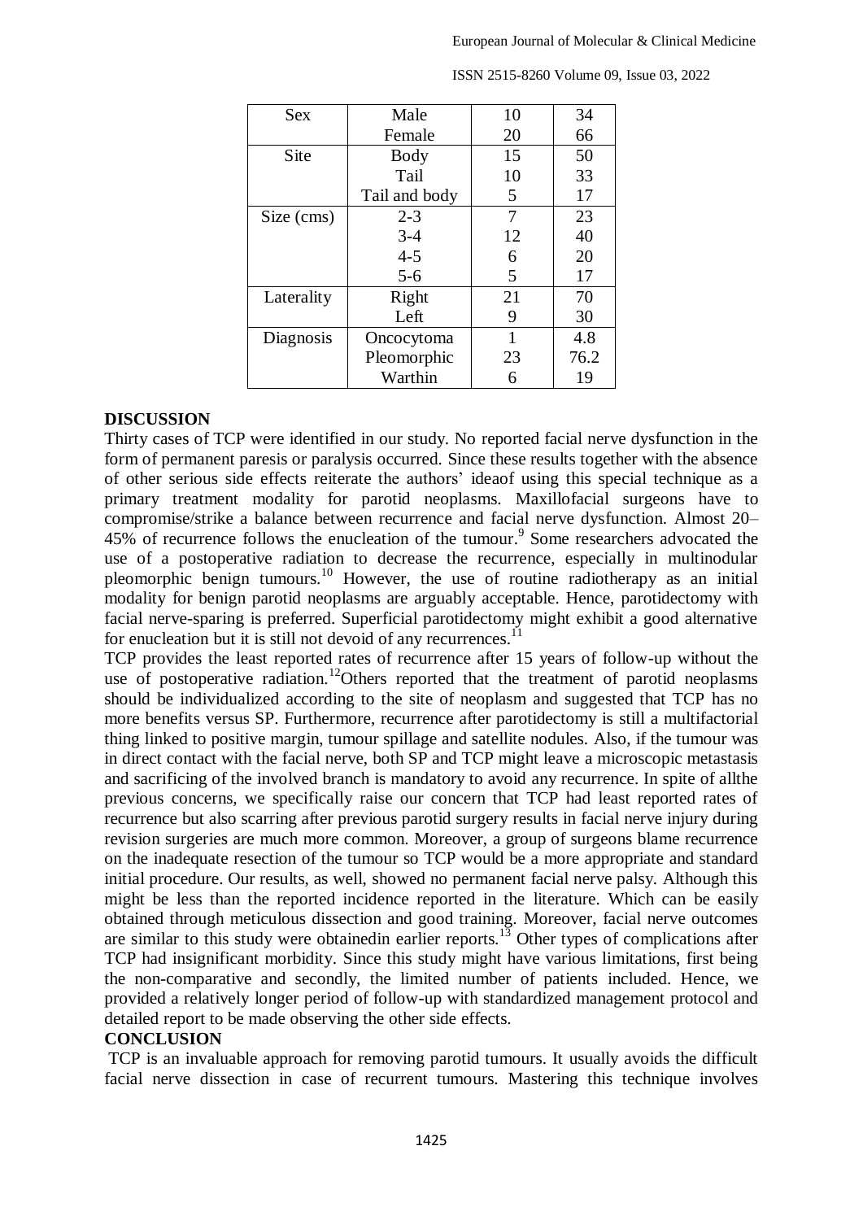| Sex | Male | 10 | 34 |
|---|---|---|---|
| | Female | 20 | 66 |
| Site | Body | 15 | 50 |
| | Tail | 10 | 33 |
| | Tail and body | 5 | 17 |
| Size (cms) | 2-3 | 7 | 23 |
| | 3-4 | 12 | 40 |
| | 4-5 | 6 | 20 |
| | 5-6 | 5 | 17 |
| Laterality | Right | 21 | 70 |
| | Left | 9 | 30 |
| Diagnosis | Oncocytoma | 1 | 4.8 |
| | Pleomorphic | 23 | 76.2 |
| | Warthin | 6 | 19 |

## DISCUSSION

Thirty cases of TCP were identified in our study. No reported facial nerve dysfunction in the form of permanent paresis or paralysis occurred. Since these results together with the absence of other serious side effects reiterate the authors' ideaof using this special technique as a primary treatment modality for parotid neoplasms. Maxillofacial surgeons have to compromise/strike a balance between recurrence and facial nerve dysfunction. Almost 20–45% of recurrence follows the enucleation of the tumour.[9] Some researchers advocated the use of a postoperative radiation to decrease the recurrence, especially in multinodular pleomorphic benign tumours.[10] However, the use of routine radiotherapy as an initial modality for benign parotid neoplasms are arguably acceptable. Hence, parotidectomy with facial nerve-sparing is preferred. Superficial parotidectomy might exhibit a good alternative for enucleation but it is still not devoid of any recurrences.[11]

TCP provides the least reported rates of recurrence after 15 years of follow-up without the use of postoperative radiation.[12]Others reported that the treatment of parotid neoplasms should be individualized according to the site of neoplasm and suggested that TCP has no more benefits versus SP. Furthermore, recurrence after parotidectomy is still a multifactorial thing linked to positive margin, tumour spillage and satellite nodules. Also, if the tumour was in direct contact with the facial nerve, both SP and TCP might leave a microscopic metastasis and sacrificing of the involved branch is mandatory to avoid any recurrence. In spite of allthe previous concerns, we specifically raise our concern that TCP had least reported rates of recurrence but also scarring after previous parotid surgery results in facial nerve injury during revision surgeries are much more common. Moreover, a group of surgeons blame recurrence on the inadequate resection of the tumour so TCP would be a more appropriate and standard initial procedure. Our results, as well, showed no permanent facial nerve palsy. Although this might be less than the reported incidence reported in the literature. Which can be easily obtained through meticulous dissection and good training. Moreover, facial nerve outcomes are similar to this study were obtainedin earlier reports.[13] Other types of complications after TCP had insignificant morbidity. Since this study might have various limitations, first being the non-comparative and secondly, the limited number of patients included. Hence, we provided a relatively longer period of follow-up with standardized management protocol and detailed report to be made observing the other side effects.

## CONCLUSION

TCP is an invaluable approach for removing parotid tumours. It usually avoids the difficult facial nerve dissection in case of recurrent tumours. Mastering this technique involves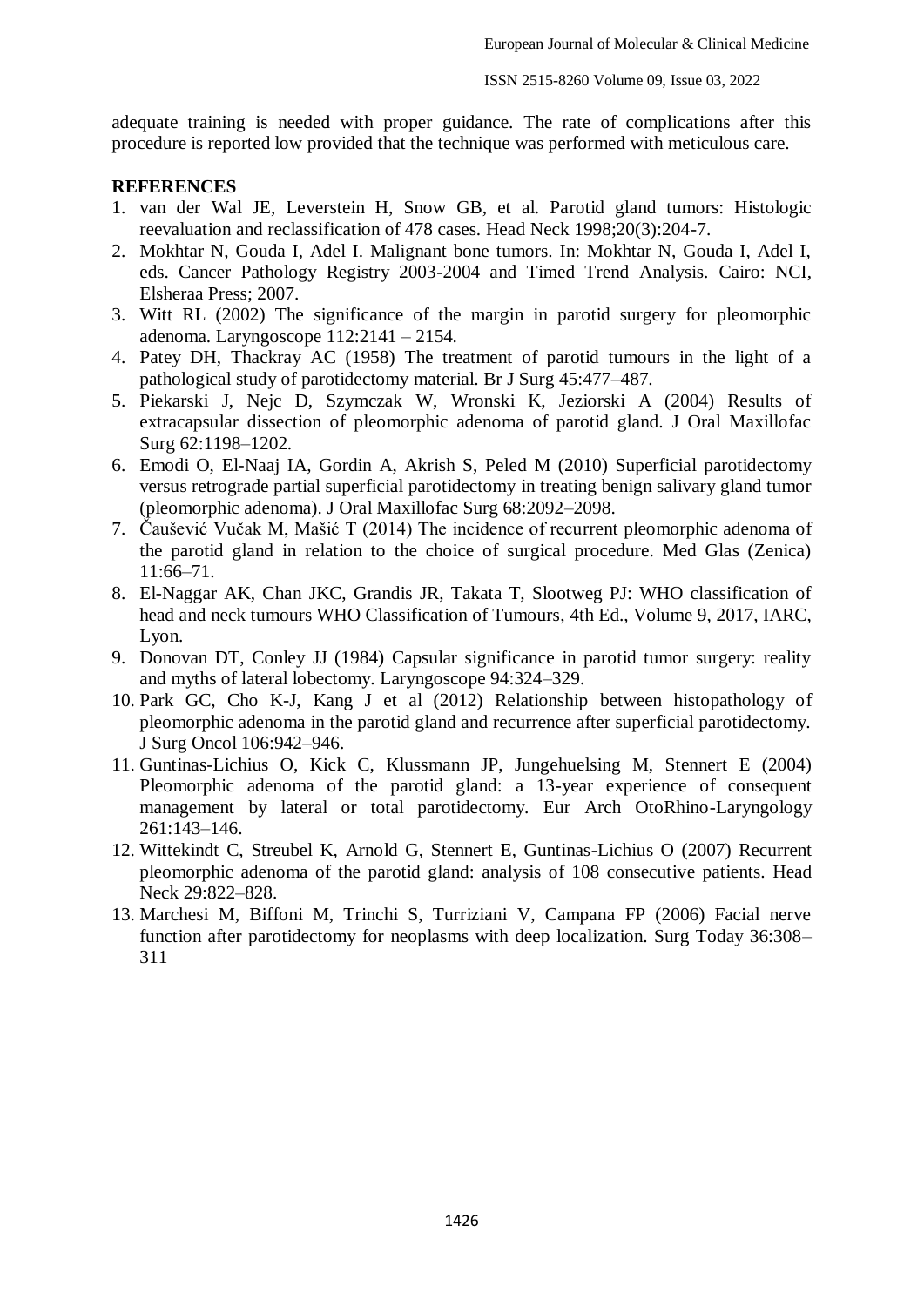adequate training is needed with proper guidance. The rate of complications after this procedure is reported low provided that the technique was performed with meticulous care.

**REFERENCES**

1. van der Wal JE, Leverstein H, Snow GB, et al. Parotid gland tumors: Histologic reevaluation and reclassification of 478 cases. Head Neck 1998;20(3):204-7.
2. Mokhtar N, Gouda I, Adel I. Malignant bone tumors. In: Mokhtar N, Gouda I, Adel I, eds. Cancer Pathology Registry 2003-2004 and Timed Trend Analysis. Cairo: NCI, Elsheraa Press; 2007.
3. Witt RL (2002) The significance of the margin in parotid surgery for pleomorphic adenoma. Laryngoscope 112:2141 – 2154.
4. Patey DH, Thackray AC (1958) The treatment of parotid tumours in the light of a pathological study of parotidectomy material. Br J Surg 45:477–487.
5. Piekarski J, Nejc D, Szymczak W, Wronski K, Jeziorski A (2004) Results of extracapsular dissection of pleomorphic adenoma of parotid gland. J Oral Maxillofac Surg 62:1198–1202.
6. Emodi O, El-Naaj IA, Gordin A, Akrish S, Peled M (2010) Superficial parotidectomy versus retrograde partial superficial parotidectomy in treating benign salivary gland tumor (pleomorphic adenoma). J Oral Maxillofac Surg 68:2092–2098.
7. Čaušević Vučak M, Mašić T (2014) The incidence of recurrent pleomorphic adenoma of the parotid gland in relation to the choice of surgical procedure. Med Glas (Zenica) 11:66–71.
8. El-Naggar AK, Chan JKC, Grandis JR, Takata T, Slootweg PJ: WHO classification of head and neck tumours WHO Classification of Tumours, 4th Ed., Volume 9, 2017, IARC, Lyon.
9. Donovan DT, Conley JJ (1984) Capsular significance in parotid tumor surgery: reality and myths of lateral lobectomy. Laryngoscope 94:324–329.
10. Park GC, Cho K-J, Kang J et al (2012) Relationship between histopathology of pleomorphic adenoma in the parotid gland and recurrence after superficial parotidectomy. J Surg Oncol 106:942–946.
11. Guntinas-Lichius O, Kick C, Klussmann JP, Jungehuelsing M, Stennert E (2004) Pleomorphic adenoma of the parotid gland: a 13-year experience of consequent management by lateral or total parotidectomy. Eur Arch OtoRhino-Laryngology 261:143–146.
12. Wittekindt C, Streubel K, Arnold G, Stennert E, Guntinas-Lichius O (2007) Recurrent pleomorphic adenoma of the parotid gland: analysis of 108 consecutive patients. Head Neck 29:822–828.
13. Marchesi M, Biffoni M, Trinchi S, Turriziani V, Campana FP (2006) Facial nerve function after parotidectomy for neoplasms with deep localization. Surg Today 36:308–311